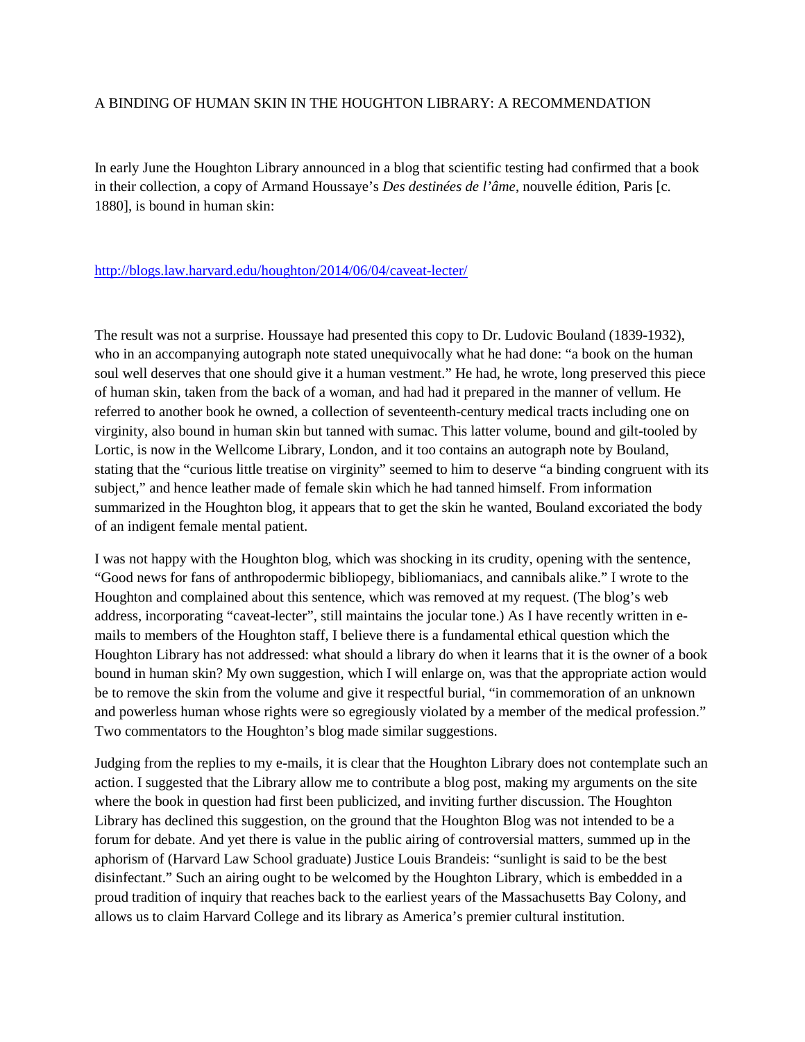# A BINDING OF HUMAN SKIN IN THE HOUGHTON LIBRARY: A RECOMMENDATION

In early June the Houghton Library announced in a blog that scientific testing had confirmed that a book in their collection, a copy of Armand Houssaye's *Des destinées de l'âme*, nouvelle édition, Paris [c. 1880], is bound in human skin:

http://blogs.law.harvard.edu/houghton/2014/06/04/caveat-lecter/

The result was not a surprise. Houssaye had presented this copy to Dr. Ludovic Bouland (1839-1932), who in an accompanying autograph note stated unequivocally what he had done: "a book on the human soul well deserves that one should give it a human vestment." He had, he wrote, long preserved this piece of human skin, taken from the back of a woman, and had had it prepared in the manner of vellum. He referred to another book he owned, a collection of seventeenth-century medical tracts including one on virginity, also bound in human skin but tanned with sumac. This latter volume, bound and gilt-tooled by Lortic, is now in the Wellcome Library, London, and it too contains an autograph note by Bouland, stating that the "curious little treatise on virginity" seemed to him to deserve "a binding congruent with its subject," and hence leather made of female skin which he had tanned himself. From information summarized in the Houghton blog, it appears that to get the skin he wanted, Bouland excoriated the body of an indigent female mental patient.

I was not happy with the Houghton blog, which was shocking in its crudity, opening with the sentence, "Good news for fans of anthropodermic bibliopegy, bibliomaniacs, and cannibals alike." I wrote to the Houghton and complained about this sentence, which was removed at my request. (The blog's web address, incorporating "caveat-lecter", still maintains the jocular tone.) As I have recently written in e-mails to members of the Houghton staff, I believe there is a fundamental ethical question which the Houghton Library has not addressed: what should a library do when it learns that it is the owner of a book bound in human skin? My own suggestion, which I will enlarge on, was that the appropriate action would be to remove the skin from the volume and give it respectful burial, "in commemoration of an unknown and powerless human whose rights were so egregiously violated by a member of the medical profession." Two commentators to the Houghton's blog made similar suggestions.

Judging from the replies to my e-mails, it is clear that the Houghton Library does not contemplate such an action. I suggested that the Library allow me to contribute a blog post, making my arguments on the site where the book in question had first been publicized, and inviting further discussion. The Houghton Library has declined this suggestion, on the ground that the Houghton Blog was not intended to be a forum for debate. And yet there is value in the public airing of controversial matters, summed up in the aphorism of (Harvard Law School graduate) Justice Louis Brandeis: "sunlight is said to be the best disinfectant." Such an airing ought to be welcomed by the Houghton Library, which is embedded in a proud tradition of inquiry that reaches back to the earliest years of the Massachusetts Bay Colony, and allows us to claim Harvard College and its library as America's premier cultural institution.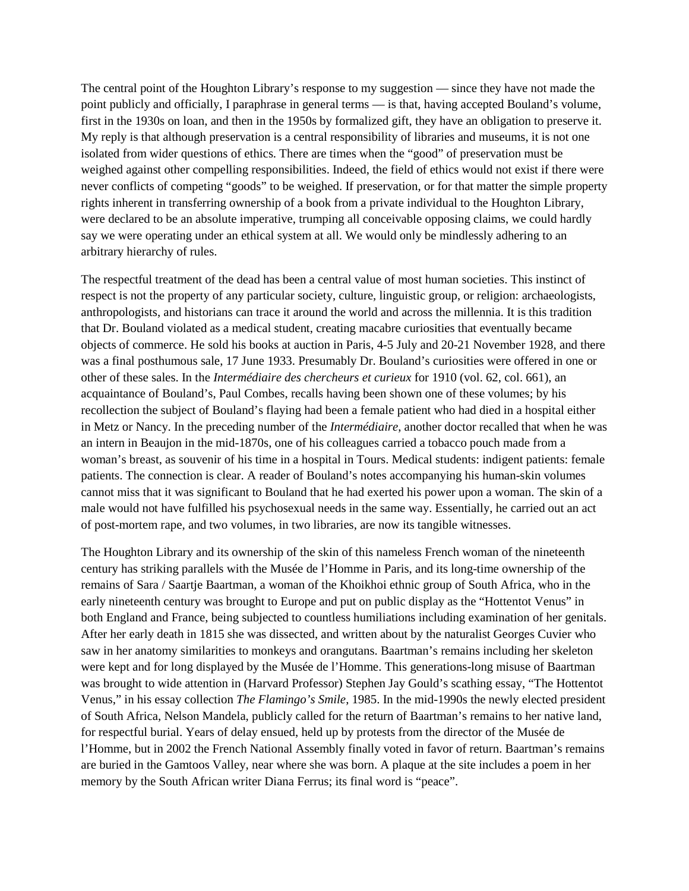The central point of the Houghton Library's response to my suggestion — since they have not made the point publicly and officially, I paraphrase in general terms — is that, having accepted Bouland's volume, first in the 1930s on loan, and then in the 1950s by formalized gift, they have an obligation to preserve it. My reply is that although preservation is a central responsibility of libraries and museums, it is not one isolated from wider questions of ethics. There are times when the "good" of preservation must be weighed against other compelling responsibilities. Indeed, the field of ethics would not exist if there were never conflicts of competing "goods" to be weighed. If preservation, or for that matter the simple property rights inherent in transferring ownership of a book from a private individual to the Houghton Library, were declared to be an absolute imperative, trumping all conceivable opposing claims, we could hardly say we were operating under an ethical system at all. We would only be mindlessly adhering to an arbitrary hierarchy of rules.

The respectful treatment of the dead has been a central value of most human societies. This instinct of respect is not the property of any particular society, culture, linguistic group, or religion: archaeologists, anthropologists, and historians can trace it around the world and across the millennia. It is this tradition that Dr. Bouland violated as a medical student, creating macabre curiosities that eventually became objects of commerce. He sold his books at auction in Paris, 4-5 July and 20-21 November 1928, and there was a final posthumous sale, 17 June 1933. Presumably Dr. Bouland's curiosities were offered in one or other of these sales. In the *Intermédiaire des chercheurs et curieux* for 1910 (vol. 62, col. 661), an acquaintance of Bouland's, Paul Combes, recalls having been shown one of these volumes; by his recollection the subject of Bouland's flaying had been a female patient who had died in a hospital either in Metz or Nancy. In the preceding number of the *Intermédiaire*, another doctor recalled that when he was an intern in Beaujon in the mid-1870s, one of his colleagues carried a tobacco pouch made from a woman's breast, as souvenir of his time in a hospital in Tours. Medical students: indigent patients: female patients. The connection is clear. A reader of Bouland's notes accompanying his human-skin volumes cannot miss that it was significant to Bouland that he had exerted his power upon a woman. The skin of a male would not have fulfilled his psychosexual needs in the same way. Essentially, he carried out an act of post-mortem rape, and two volumes, in two libraries, are now its tangible witnesses.

The Houghton Library and its ownership of the skin of this nameless French woman of the nineteenth century has striking parallels with the Musée de l'Homme in Paris, and its long-time ownership of the remains of Sara / Saartje Baartman, a woman of the Khoikhoi ethnic group of South Africa, who in the early nineteenth century was brought to Europe and put on public display as the "Hottentot Venus" in both England and France, being subjected to countless humiliations including examination of her genitals. After her early death in 1815 she was dissected, and written about by the naturalist Georges Cuvier who saw in her anatomy similarities to monkeys and orangutans. Baartman's remains including her skeleton were kept and for long displayed by the Musée de l'Homme. This generations-long misuse of Baartman was brought to wide attention in (Harvard Professor) Stephen Jay Gould's scathing essay, "The Hottentot Venus," in his essay collection *The Flamingo's Smile*, 1985. In the mid-1990s the newly elected president of South Africa, Nelson Mandela, publicly called for the return of Baartman's remains to her native land, for respectful burial. Years of delay ensued, held up by protests from the director of the Musée de l'Homme, but in 2002 the French National Assembly finally voted in favor of return. Baartman's remains are buried in the Gamtoos Valley, near where she was born. A plaque at the site includes a poem in her memory by the South African writer Diana Ferrus; its final word is "peace".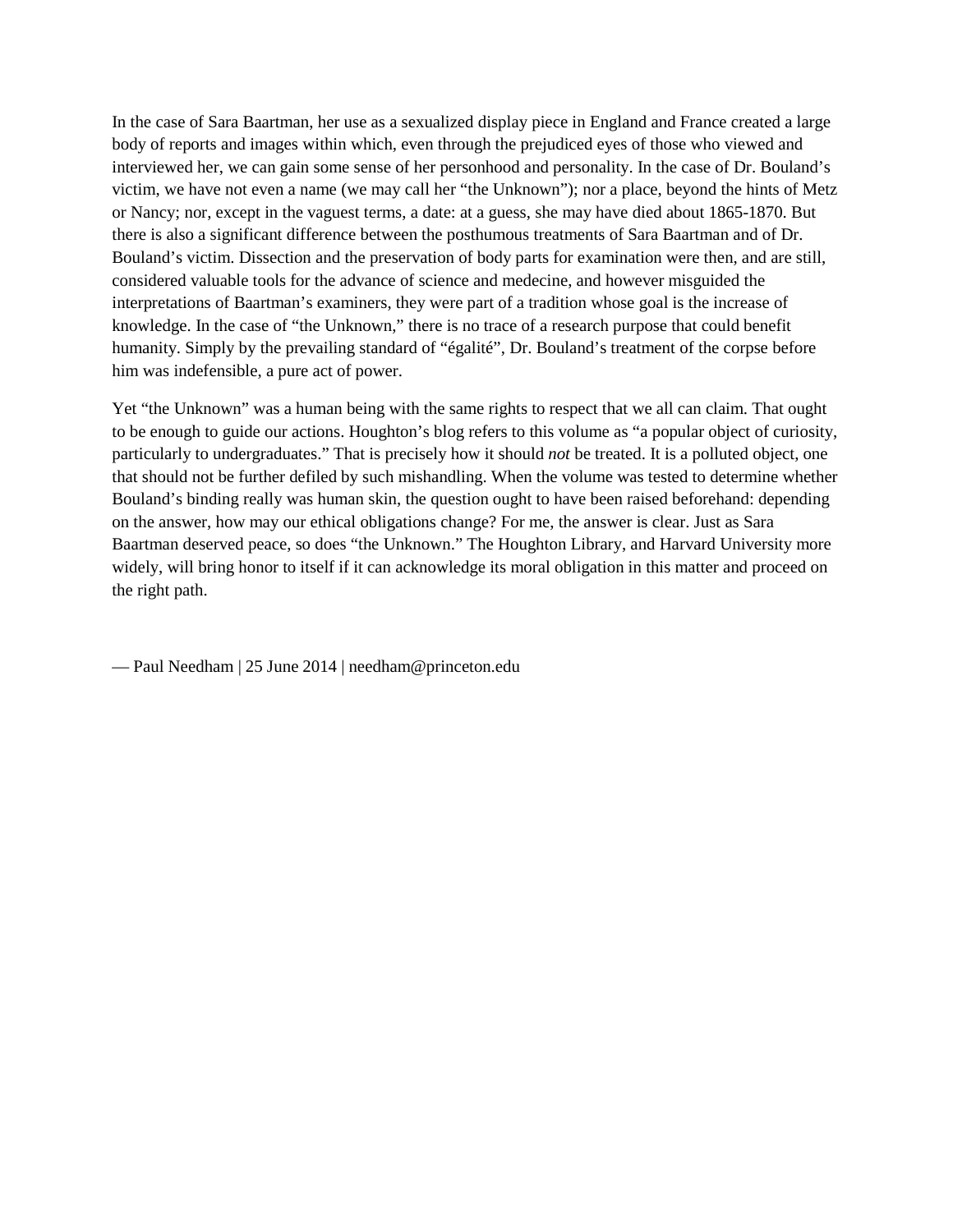In the case of Sara Baartman, her use as a sexualized display piece in England and France created a large body of reports and images within which, even through the prejudiced eyes of those who viewed and interviewed her, we can gain some sense of her personhood and personality. In the case of Dr. Bouland's victim, we have not even a name (we may call her "the Unknown"); nor a place, beyond the hints of Metz or Nancy; nor, except in the vaguest terms, a date: at a guess, she may have died about 1865-1870. But there is also a significant difference between the posthumous treatments of Sara Baartman and of Dr. Bouland's victim. Dissection and the preservation of body parts for examination were then, and are still, considered valuable tools for the advance of science and medecine, and however misguided the interpretations of Baartman's examiners, they were part of a tradition whose goal is the increase of knowledge. In the case of "the Unknown," there is no trace of a research purpose that could benefit humanity. Simply by the prevailing standard of "égalité", Dr. Bouland's treatment of the corpse before him was indefensible, a pure act of power.

Yet "the Unknown" was a human being with the same rights to respect that we all can claim. That ought to be enough to guide our actions. Houghton's blog refers to this volume as "a popular object of curiosity, particularly to undergraduates." That is precisely how it should *not* be treated. It is a polluted object, one that should not be further defiled by such mishandling. When the volume was tested to determine whether Bouland's binding really was human skin, the question ought to have been raised beforehand: depending on the answer, how may our ethical obligations change? For me, the answer is clear. Just as Sara Baartman deserved peace, so does "the Unknown." The Houghton Library, and Harvard University more widely, will bring honor to itself if it can acknowledge its moral obligation in this matter and proceed on the right path.

— Paul Needham | 25 June 2014 | needham@princeton.edu